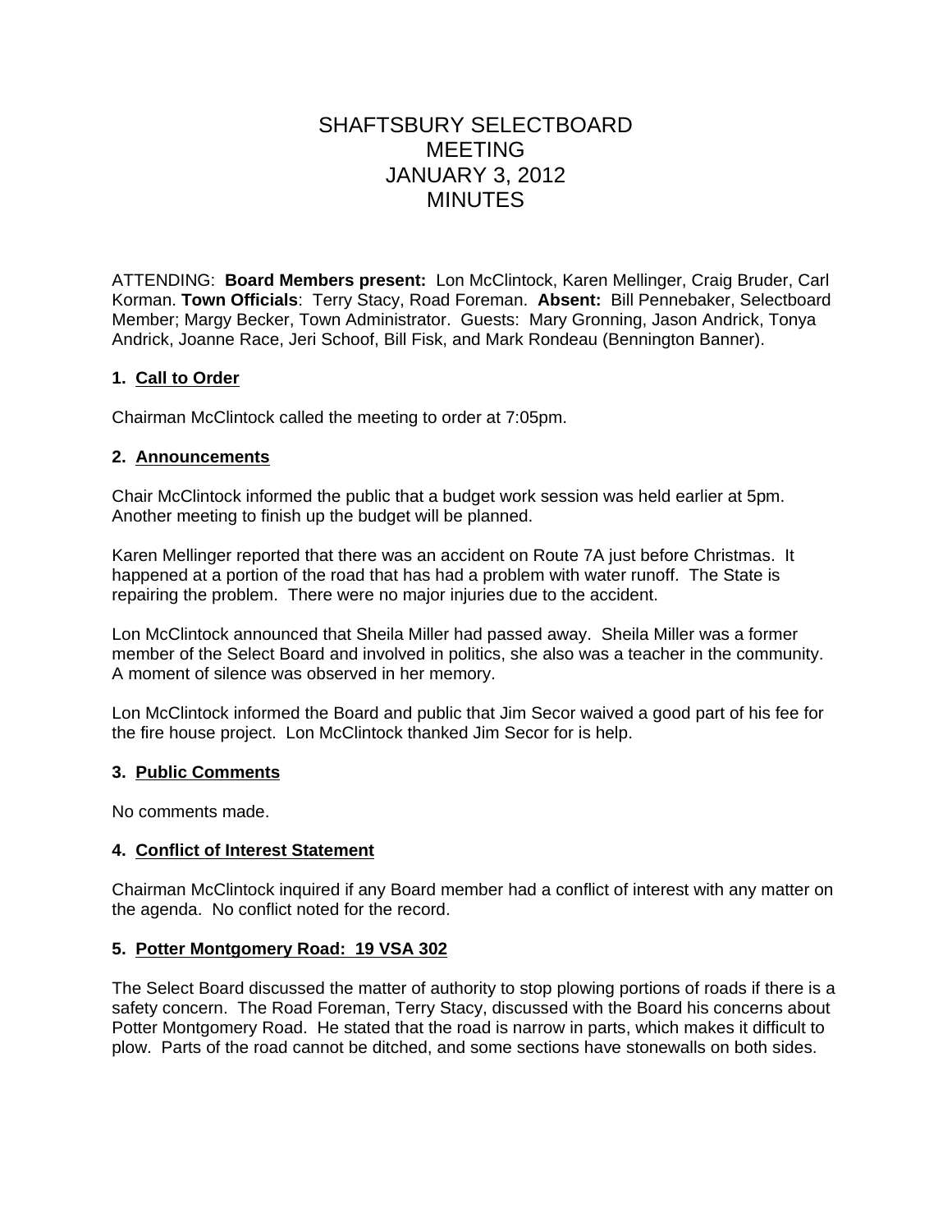# SHAFTSBURY SELECTBOARD MEETING JANUARY 3, 2012 MINUTES

ATTENDING: **Board Members present:** Lon McClintock, Karen Mellinger, Craig Bruder, Carl Korman. **Town Officials**: Terry Stacy, Road Foreman. **Absent:** Bill Pennebaker, Selectboard Member; Margy Becker, Town Administrator. Guests: Mary Gronning, Jason Andrick, Tonya Andrick, Joanne Race, Jeri Schoof, Bill Fisk, and Mark Rondeau (Bennington Banner).

### 1. Call to Order

Chairman McClintock called the meeting to order at 7:05pm.

### 2. Announcements

Chair McClintock informed the public that a budget work session was held earlier at 5pm. Another meeting to finish up the budget will be planned.

Karen Mellinger reported that there was an accident on Route 7A just before Christmas. It happened at a portion of the road that has had a problem with water runoff. The State is repairing the problem. There were no major injuries due to the accident.

Lon McClintock announced that Sheila Miller had passed away. Sheila Miller was a former member of the Select Board and involved in politics, she also was a teacher in the community. A moment of silence was observed in her memory.

Lon McClintock informed the Board and public that Jim Secor waived a good part of his fee for the fire house project. Lon McClintock thanked Jim Secor for is help.

### 3. Public Comments

No comments made.

### 4. Conflict of Interest Statement

Chairman McClintock inquired if any Board member had a conflict of interest with any matter on the agenda. No conflict noted for the record.

### 5. Potter Montgomery Road: 19 VSA 302

The Select Board discussed the matter of authority to stop plowing portions of roads if there is a safety concern. The Road Foreman, Terry Stacy, discussed with the Board his concerns about Potter Montgomery Road. He stated that the road is narrow in parts, which makes it difficult to plow. Parts of the road cannot be ditched, and some sections have stonewalls on both sides.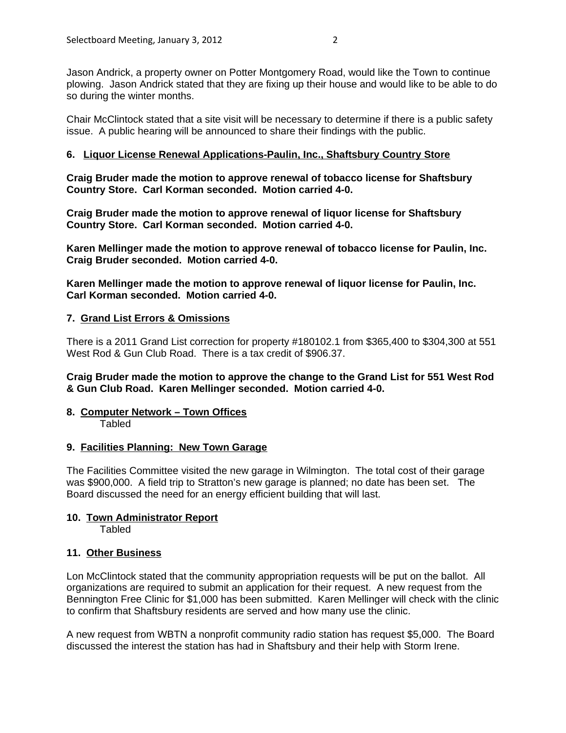Jason Andrick, a property owner on Potter Montgomery Road, would like the Town to continue plowing. Jason Andrick stated that they are fixing up their house and would like to be able to do so during the winter months.

Chair McClintock stated that a site visit will be necessary to determine if there is a public safety issue. A public hearing will be announced to share their findings with the public.

### 6. Liquor License Renewal Applications-Paulin, Inc., Shaftsbury Country Store

**Craig Bruder made the motion to approve renewal of tobacco license for Shaftsbury Country Store. Carl Korman seconded. Motion carried 4-0.**

**Craig Bruder made the motion to approve renewal of liquor license for Shaftsbury Country Store. Carl Korman seconded. Motion carried 4-0.**

**Karen Mellinger made the motion to approve renewal of tobacco license for Paulin, Inc. Craig Bruder seconded. Motion carried 4-0.**

**Karen Mellinger made the motion to approve renewal of liquor license for Paulin, Inc. Carl Korman seconded. Motion carried 4-0.**

### 7. Grand List Errors & Omissions

There is a 2011 Grand List correction for property #180102.1 from $365,400 to $304,300 at 551 West Rod & Gun Club Road. There is a tax credit of $906.37.

**Craig Bruder made the motion to approve the change to the Grand List for 551 West Rod & Gun Club Road. Karen Mellinger seconded. Motion carried 4-0.**

### 8. Computer Network – Town Offices

Tabled

### 9. Facilities Planning: New Town Garage

The Facilities Committee visited the new garage in Wilmington. The total cost of their garage was $900,000. A field trip to Stratton's new garage is planned; no date has been set. The Board discussed the need for an energy efficient building that will last.

### 10. Town Administrator Report

Tabled

### 11. Other Business

Lon McClintock stated that the community appropriation requests will be put on the ballot. All organizations are required to submit an application for their request. A new request from the Bennington Free Clinic for $1,000 has been submitted. Karen Mellinger will check with the clinic to confirm that Shaftsbury residents are served and how many use the clinic.

A new request from WBTN a nonprofit community radio station has request $5,000. The Board discussed the interest the station has had in Shaftsbury and their help with Storm Irene.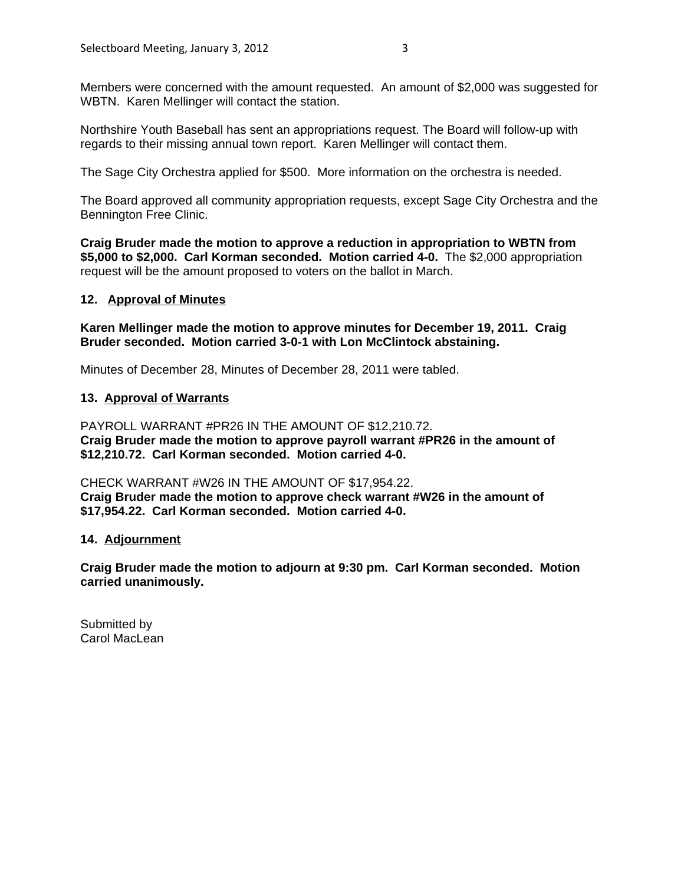Members were concerned with the amount requested. An amount of $2,000 was suggested for WBTN. Karen Mellinger will contact the station.

Northshire Youth Baseball has sent an appropriations request. The Board will follow-up with regards to their missing annual town report. Karen Mellinger will contact them.

The Sage City Orchestra applied for $500. More information on the orchestra is needed.

The Board approved all community appropriation requests, except Sage City Orchestra and the Bennington Free Clinic.

**Craig Bruder made the motion to approve a reduction in appropriation to WBTN from $5,000 to $2,000. Carl Korman seconded. Motion carried 4-0.** The $2,000 appropriation request will be the amount proposed to voters on the ballot in March.

## 12. Approval of Minutes

**Karen Mellinger made the motion to approve minutes for December 19, 2011. Craig Bruder seconded. Motion carried 3-0-1 with Lon McClintock abstaining.**

Minutes of December 28, Minutes of December 28, 2011 were tabled.

## 13. Approval of Warrants

PAYROLL WARRANT #PR26 IN THE AMOUNT OF $12,210.72.
**Craig Bruder made the motion to approve payroll warrant #PR26 in the amount of $12,210.72. Carl Korman seconded. Motion carried 4-0.**

CHECK WARRANT #W26 IN THE AMOUNT OF $17,954.22.
**Craig Bruder made the motion to approve check warrant #W26 in the amount of $17,954.22. Carl Korman seconded. Motion carried 4-0.**

## 14. Adjournment

**Craig Bruder made the motion to adjourn at 9:30 pm. Carl Korman seconded. Motion carried unanimously.**

Submitted by
Carol MacLean